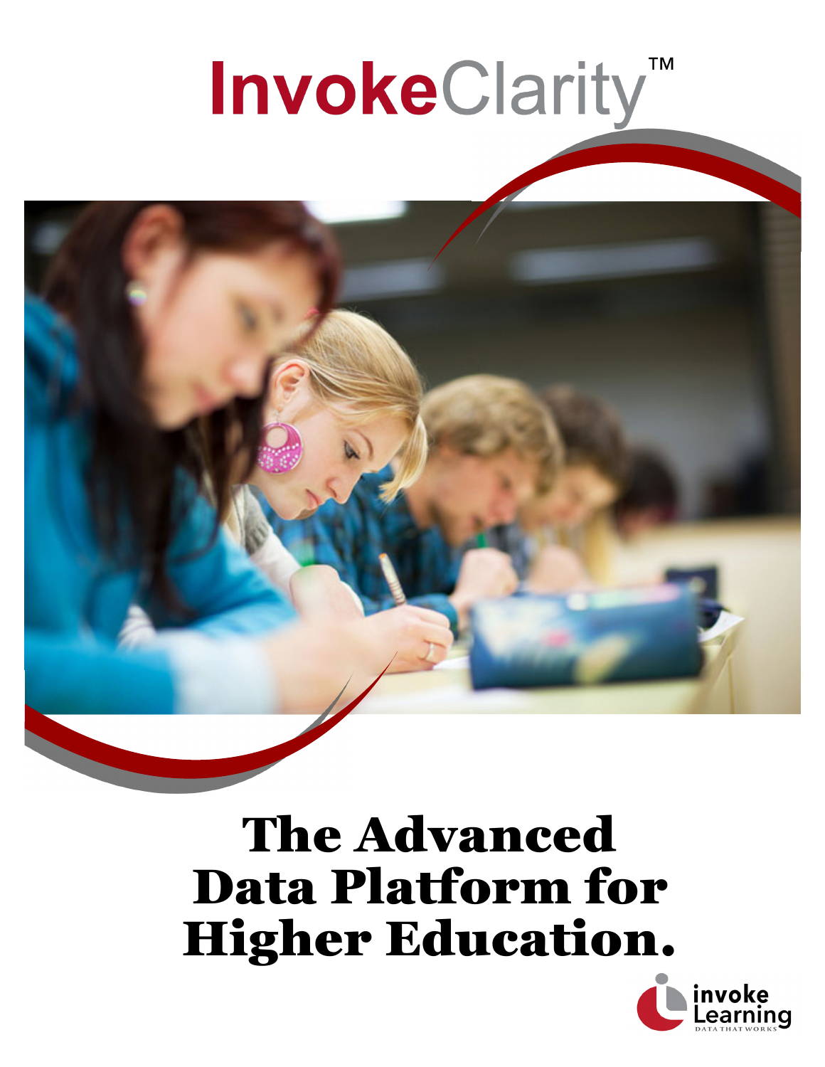# InvokeClarity™

# The Advanced Data Platform for Higher Education.

invoke Learning
DATA THAT WORKS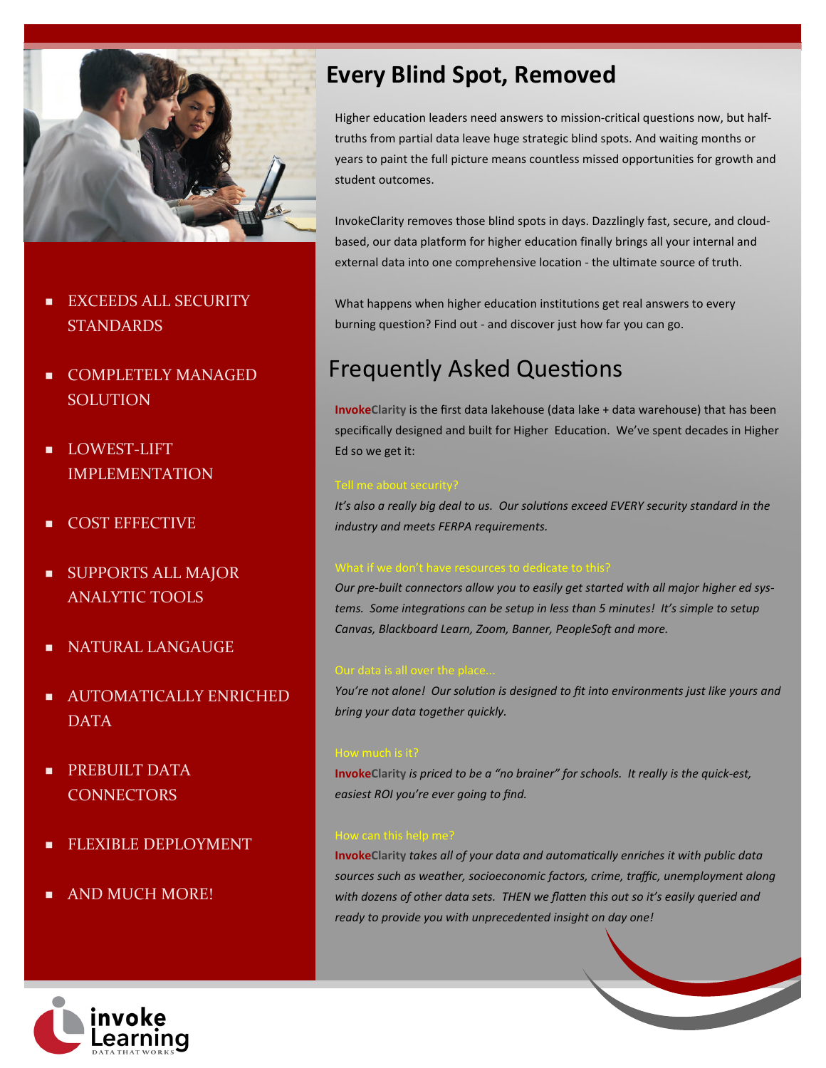- EXCEEDS ALL SECURITY STANDARDS
- COMPLETELY MANAGED SOLUTION
- LOWEST-LIFT IMPLEMENTATION
- COST EFFECTIVE
- SUPPORTS ALL MAJOR ANALYTIC TOOLS
- NATURAL LANGAUGE
- AUTOMATICALLY ENRICHED DATA
- PREBUILT DATA CONNECTORS
- FLEXIBLE DEPLOYMENT
- AND MUCH MORE!

# Every Blind Spot, Removed

Higher education leaders need answers to mission-critical questions now, but half-truths from partial data leave huge strategic blind spots. And waiting months or years to paint the full picture means countless missed opportunities for growth and student outcomes.

InvokeClarity removes those blind spots in days. Dazzlingly fast, secure, and cloud-based, our data platform for higher education finally brings all your internal and external data into one comprehensive location - the ultimate source of truth.

What happens when higher education institutions get real answers to every burning question? Find out - and discover just how far you can go.

## Frequently Asked Questions

**InvokeClarity** is the first data lakehouse (data lake + data warehouse) that has been specifically designed and built for Higher Education. We've spent decades in Higher Ed so we get it:

Tell me about security?

*It's also a really big deal to us. Our solutions exceed EVERY security standard in the industry and meets FERPA requirements.*

What if we don't have resources to dedicate to this?

*Our pre-built connectors allow you to easily get started with all major higher ed systems. Some integrations can be setup in less than 5 minutes! It's simple to setup Canvas, Blackboard Learn, Zoom, Banner, PeopleSoft and more.*

Our data is all over the place...

*You're not alone! Our solution is designed to fit into environments just like yours and bring your data together quickly.*

How much is it?

**InvokeClarity** *is priced to be a "no brainer" for schools. It really is the quick-est, easiest ROI you're ever going to find.*

How can this help me?

**InvokeClarity** *takes all of your data and automatically enriches it with public data sources such as weather, socioeconomic factors, crime, traffic, unemployment along with dozens of other data sets. THEN we flatten this out so it's easily queried and ready to provide you with unprecedented insight on day one!*

invoke Learning
DATA THAT WORKS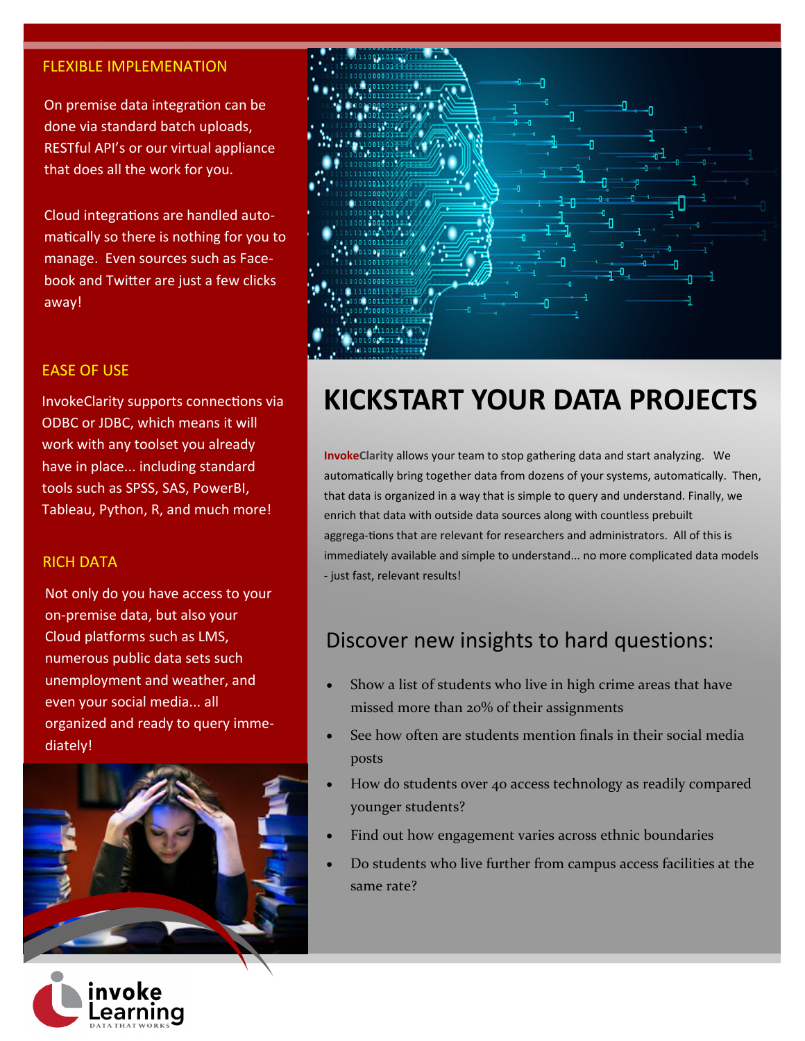## FLEXIBLE IMPLEMENATION

On premise data integration can be done via standard batch uploads, RESTful API's or our virtual appliance that does all the work for you.

Cloud integrations are handled automatically so there is nothing for you to manage. Even sources such as Facebook and Twitter are just a few clicks away!

## EASE OF USE

InvokeClarity supports connections via ODBC or JDBC, which means it will work with any toolset you already have in place... including standard tools such as SPSS, SAS, PowerBI, Tableau, Python, R, and much more!

## RICH DATA

Not only do you have access to your on-premise data, but also your Cloud platforms such as LMS, numerous public data sets such unemployment and weather, and even your social media... all organized and ready to query immediately!

# KICKSTART YOUR DATA PROJECTS

**InvokeClarity** allows your team to stop gathering data and start analyzing. We automatically bring together data from dozens of your systems, automatically. Then, that data is organized in a way that is simple to query and understand. Finally, we enrich that data with outside data sources along with countless prebuilt aggrega-tions that are relevant for researchers and administrators. All of this is immediately available and simple to understand... no more complicated data models - just fast, relevant results!

## Discover new insights to hard questions:

- Show a list of students who live in high crime areas that have missed more than 20% of their assignments
- See how often are students mention finals in their social media posts
- How do students over 40 access technology as readily compared younger students?
- Find out how engagement varies across ethnic boundaries
- Do students who live further from campus access facilities at the same rate?

invoke Learning
DATA THAT WORKS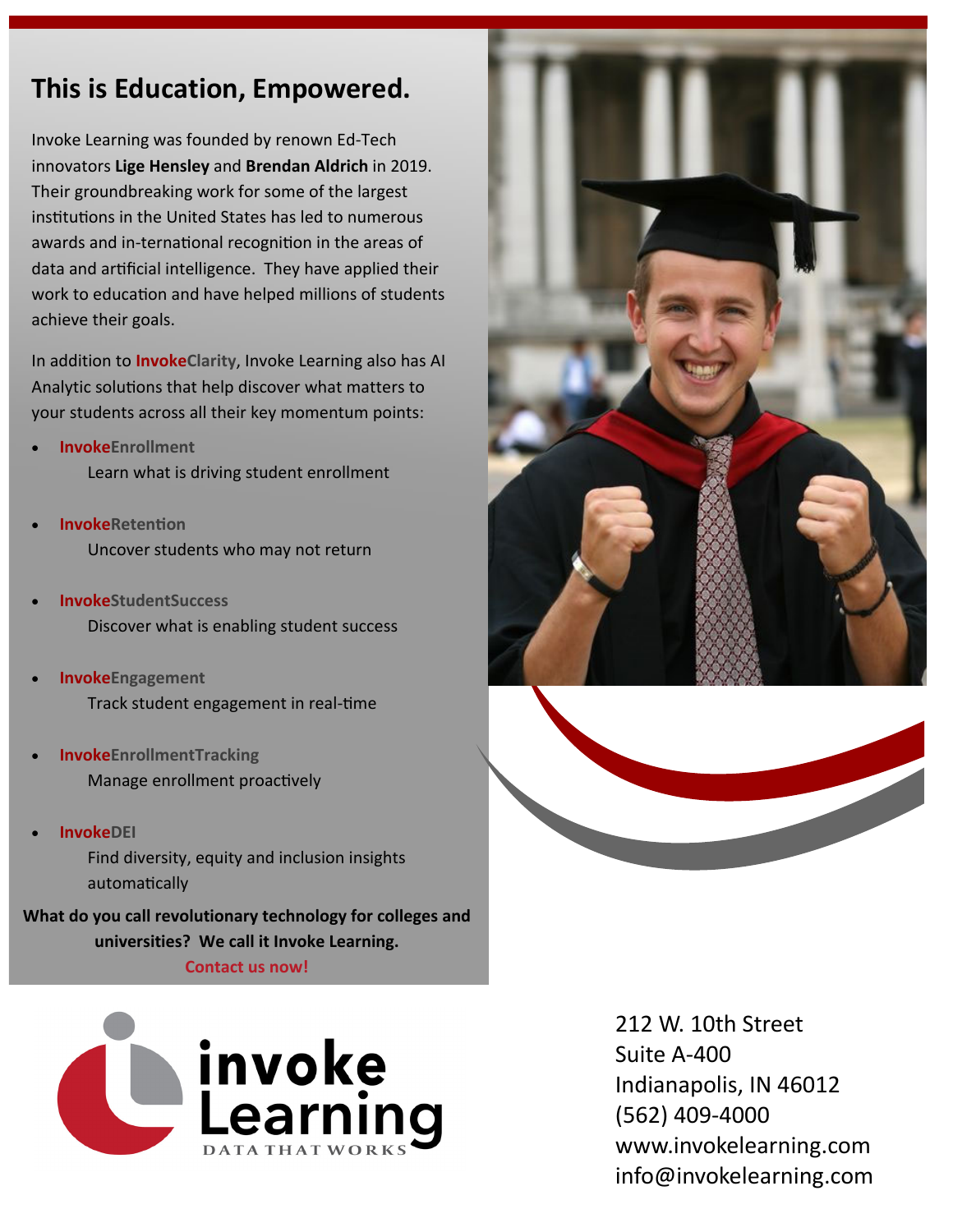# This is Education, Empowered.

Invoke Learning was founded by renown Ed-Tech innovators **Lige Hensley** and **Brendan Aldrich** in 2019. Their groundbreaking work for some of the largest institutions in the United States has led to numerous awards and in-ternational recognition in the areas of data and artificial intelligence. They have applied their work to education and have helped millions of students achieve their goals.

In addition to **Invoke**Clarity, Invoke Learning also has AI Analytic solutions that help discover what matters to your students across all their key momentum points:

- **InvokeEnrollment**
  Learn what is driving student enrollment
- **InvokeRetention**
  Uncover students who may not return
- **InvokeStudentSuccess**
  Discover what is enabling student success
- **InvokeEngagement**
  Track student engagement in real-time
- **InvokeEnrollmentTracking**
  Manage enrollment proactively
- **InvokeDEI**
  Find diversity, equity and inclusion insights automatically

**What do you call revolutionary technology for colleges and universities? We call it Invoke Learning.**

**Contact us now!**

invoke Learning
DATA THAT WORKS

212 W. 10th Street
Suite A-400
Indianapolis, IN 46012
(562) 409-4000
www.invokelearning.com
info@invokelearning.com